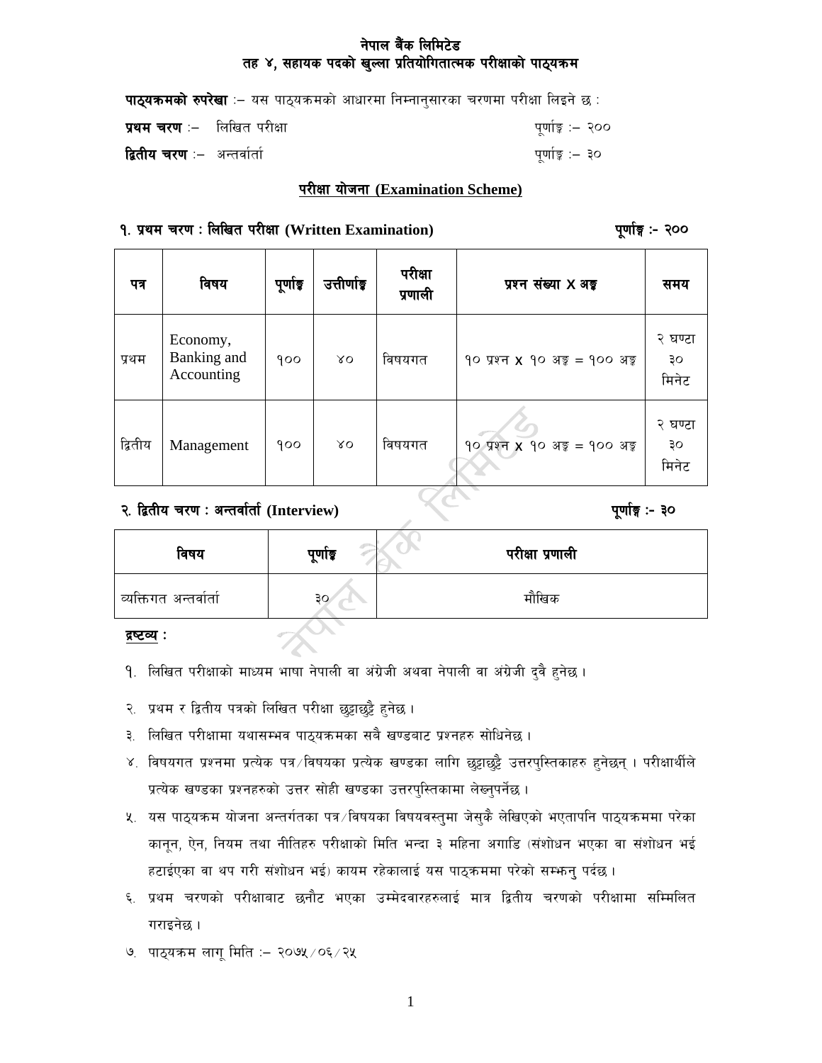# नेपाल बैंक लिमिटेड
## तह ४, सहायक पदको खुल्ला प्रतियोगितात्मक परीक्षाको पाठ्यक्रम

**पाठ्यक्रमको रुपरेखा** :– यस पाठ्यक्रमको आधारमा निम्नानुसारका चरणमा परीक्षा लिइने छ :

**प्रथम चरण** :– लिखित परीक्षा — पूर्णाङ्क :– २००

**द्वितीय चरण** :– अन्तर्वार्ता — पूर्णाङ्क :– ३०

### परीक्षा योजना (Examination Scheme)

**१. प्रथम चरण : लिखित परीक्षा (Written Examination)** — **पूर्णाङ्क :- २००**

| पत्र | विषय | पूर्णाङ्क | उत्तीर्णाङ्क | परीक्षा प्रणाली | प्रश्न संख्या X अङ्क | समय |
|---|---|---|---|---|---|---|
| प्रथम | Economy, Banking and Accounting | १०० | ४० | विषयगत | १० प्रश्न X १० अङ्क = १०० अङ्क | २ घण्टा ३० मिनेट |
| द्वितीय | Management | १०० | ४० | विषयगत | १० प्रश्न X १० अङ्क = १०० अङ्क | २ घण्टा ३० मिनेट |

**२. द्वितीय चरण : अन्तर्वार्ता (Interview)** — **पूर्णाङ्क :- ३०**

| विषय | पूर्णाङ्क | परीक्षा प्रणाली |
|---|---|---|
| व्यक्तिगत अन्तर्वार्ता | ३० | मौखिक |

**द्रष्टव्य :**

१. लिखित परीक्षाको माध्यम भाषा नेपाली वा अंग्रेजी अथवा नेपाली वा अंग्रेजी दुवै हुनेछ ।

२. प्रथम र द्वितीय पत्रको लिखित परीक्षा छुट्टाछुट्टै हुनेछ ।

३. लिखित परीक्षामा यथासम्भव पाठ्यक्रमका सबै खण्डबाट प्रश्नहरु सोधिनेछ ।

४. विषयगत प्रश्नमा प्रत्येक पत्र/विषयका प्रत्येक खण्डका लागि छुट्टाछुट्टै उत्तरपुस्तिकाहरु हुनेछन् । परीक्षार्थीले प्रत्येक खण्डका प्रश्नहरुको उत्तर सोही खण्डका उत्तरपुस्तिकामा लेख्नुपर्नेछ ।

५. यस पाठ्यक्रम योजना अन्तर्गतका पत्र/विषयका विषयवस्तुमा जेसुकै लेखिएको भएतापनि पाठ्यक्रममा परेका कानून, ऐन, नियम तथा नीतिहरु परीक्षाको मिति भन्दा ३ महिना अगाडि (संशोधन भएका वा संशोधन भई हटाईएका वा थप गरी संशोधन भई) कायम रहेकालाई यस पाठ्क्रममा परेको सम्झनु पर्दछ ।

६. प्रथम चरणको परीक्षाबाट छनौट भएका उम्मेदवारहरुलाई मात्र द्वितीय चरणको परीक्षामा सम्मिलित गराइनेछ ।

७. पाठ्यक्रम लागू मिति :– २०७५/०६/२५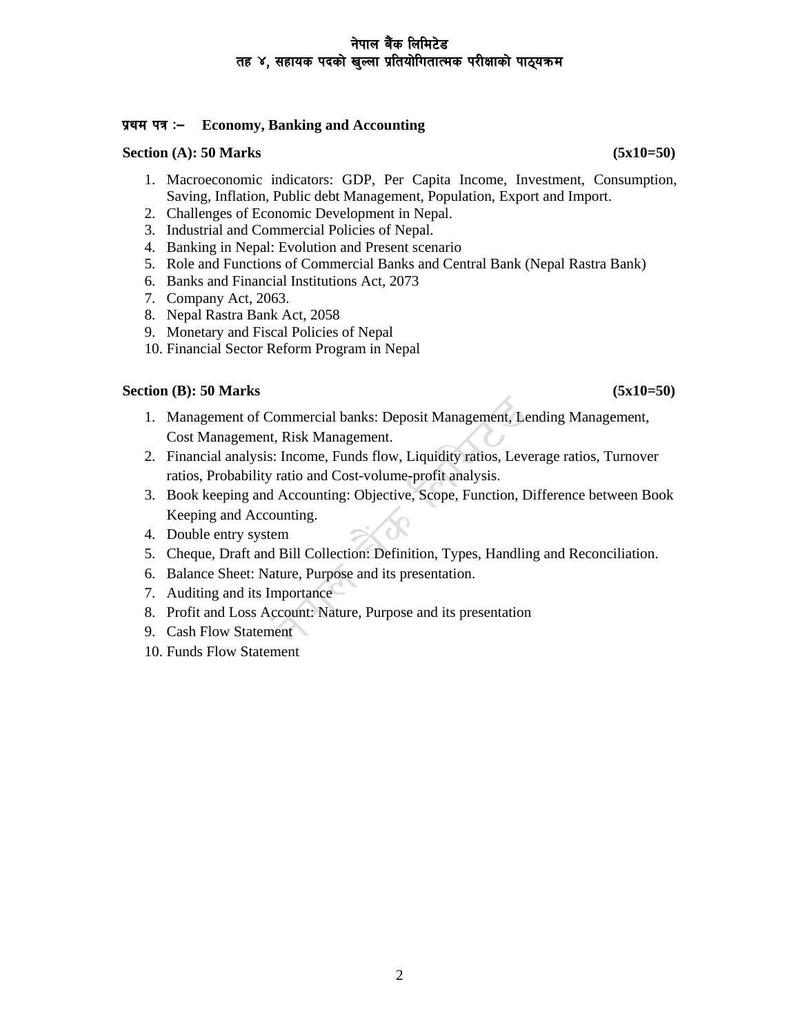# नेपाल बैंक लिमिटेड
## तह ४, सहायक पदको खुल्ला प्रतियोगितात्मक परीक्षाको पाठ्यक्रम

**प्रथम पत्र :– Economy, Banking and Accounting**

**Section (A): 50 Marks (5x10=50)**

1. Macroeconomic indicators: GDP, Per Capita Income, Investment, Consumption, Saving, Inflation, Public debt Management, Population, Export and Import.
2. Challenges of Economic Development in Nepal.
3. Industrial and Commercial Policies of Nepal.
4. Banking in Nepal: Evolution and Present scenario
5. Role and Functions of Commercial Banks and Central Bank (Nepal Rastra Bank)
6. Banks and Financial Institutions Act, 2073
7. Company Act, 2063.
8. Nepal Rastra Bank Act, 2058
9. Monetary and Fiscal Policies of Nepal
10. Financial Sector Reform Program in Nepal

**Section (B): 50 Marks (5x10=50)**

1. Management of Commercial banks: Deposit Management, Lending Management, Cost Management, Risk Management.
2. Financial analysis: Income, Funds flow, Liquidity ratios, Leverage ratios, Turnover ratios, Probability ratio and Cost-volume-profit analysis.
3. Book keeping and Accounting: Objective, Scope, Function, Difference between Book Keeping and Accounting.
4. Double entry system
5. Cheque, Draft and Bill Collection: Definition, Types, Handling and Reconciliation.
6. Balance Sheet: Nature, Purpose and its presentation.
7. Auditing and its Importance
8. Profit and Loss Account: Nature, Purpose and its presentation
9. Cash Flow Statement
10. Funds Flow Statement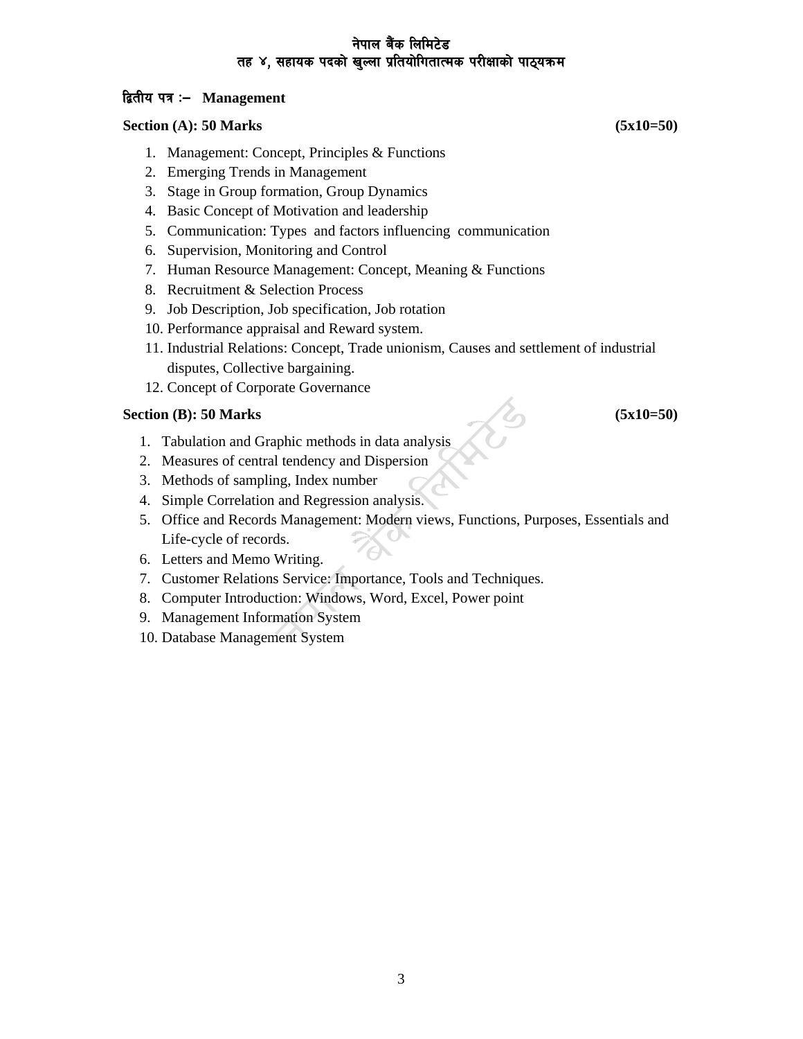# नेपाल बैंक लिमिटेड
## तह ४, सहायक पदको खुल्ला प्रतियोगितात्मक परीक्षाको पाठ्यक्रम

**द्वितीय पत्र :– Management**

**Section (A): 50 Marks** **(5x10=50)**

1. Management: Concept, Principles & Functions
2. Emerging Trends in Management
3. Stage in Group formation, Group Dynamics
4. Basic Concept of Motivation and leadership
5. Communication: Types and factors influencing communication
6. Supervision, Monitoring and Control
7. Human Resource Management: Concept, Meaning & Functions
8. Recruitment & Selection Process
9. Job Description, Job specification, Job rotation
10. Performance appraisal and Reward system.
11. Industrial Relations: Concept, Trade unionism, Causes and settlement of industrial disputes, Collective bargaining.
12. Concept of Corporate Governance

**Section (B): 50 Marks** **(5x10=50)**

1. Tabulation and Graphic methods in data analysis
2. Measures of central tendency and Dispersion
3. Methods of sampling, Index number
4. Simple Correlation and Regression analysis.
5. Office and Records Management: Modern views, Functions, Purposes, Essentials and Life-cycle of records.
6. Letters and Memo Writing.
7. Customer Relations Service: Importance, Tools and Techniques.
8. Computer Introduction: Windows, Word, Excel, Power point
9. Management Information System
10. Database Management System